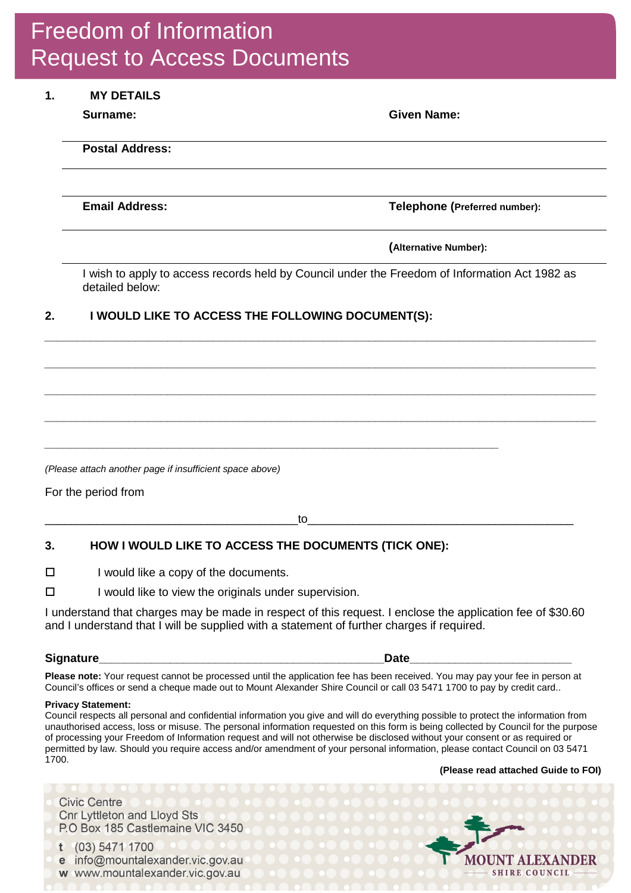# Freedom of Information
# Request to Access Documents

## 1. MY DETAILS

**Surname:** 　　　　　　　　　　　　　　　　**Given Name:**

**Postal Address:**

**Email Address:** 　　　　　　　　　　　　　　**Telephone (Preferred number):**

**(Alternative Number):**

I wish to apply to access records held by Council under the Freedom of Information Act 1982 as detailed below:

## 2. I WOULD LIKE TO ACCESS THE FOLLOWING DOCUMENT(S):

___________________________________________________________________________

___________________________________________________________________________

___________________________________________________________________________

___________________________________________________________________________

______________________________________________________________

*(Please attach another page if insufficient space above)*

For the period from

___________________________________to____________________________________

## 3. HOW I WOULD LIKE TO ACCESS THE DOCUMENTS (TICK ONE):

☐ I would like a copy of the documents.

☐ I would like to view the originals under supervision.

I understand that charges may be made in respect of this request. I enclose the application fee of $30.60 and I understand that I will be supplied with a statement of further charges if required.

**Signature**________________________________________**Date**______________________

**Please note:** Your request cannot be processed until the application fee has been received. You may pay your fee in person at Council's offices or send a cheque made out to Mount Alexander Shire Council or call 03 5471 1700 to pay by credit card..

**Privacy Statement:**
Council respects all personal and confidential information you give and will do everything possible to protect the information from unauthorised access, loss or misuse. The personal information requested on this form is being collected by Council for the purpose of processing your Freedom of Information request and will not otherwise be disclosed without your consent or as required or permitted by law. Should you require access and/or amendment of your personal information, please contact Council on 03 5471 1700.

**(Please read attached Guide to FOI)**

Civic Centre
Cnr Lyttleton and Lloyd Sts
P.O Box 185 Castlemaine VIC 3450

t (03) 5471 1700
e info@mountalexander.vic.gov.au
w www.mountalexander.vic.gov.au

MOUNT ALEXANDER SHIRE COUNCIL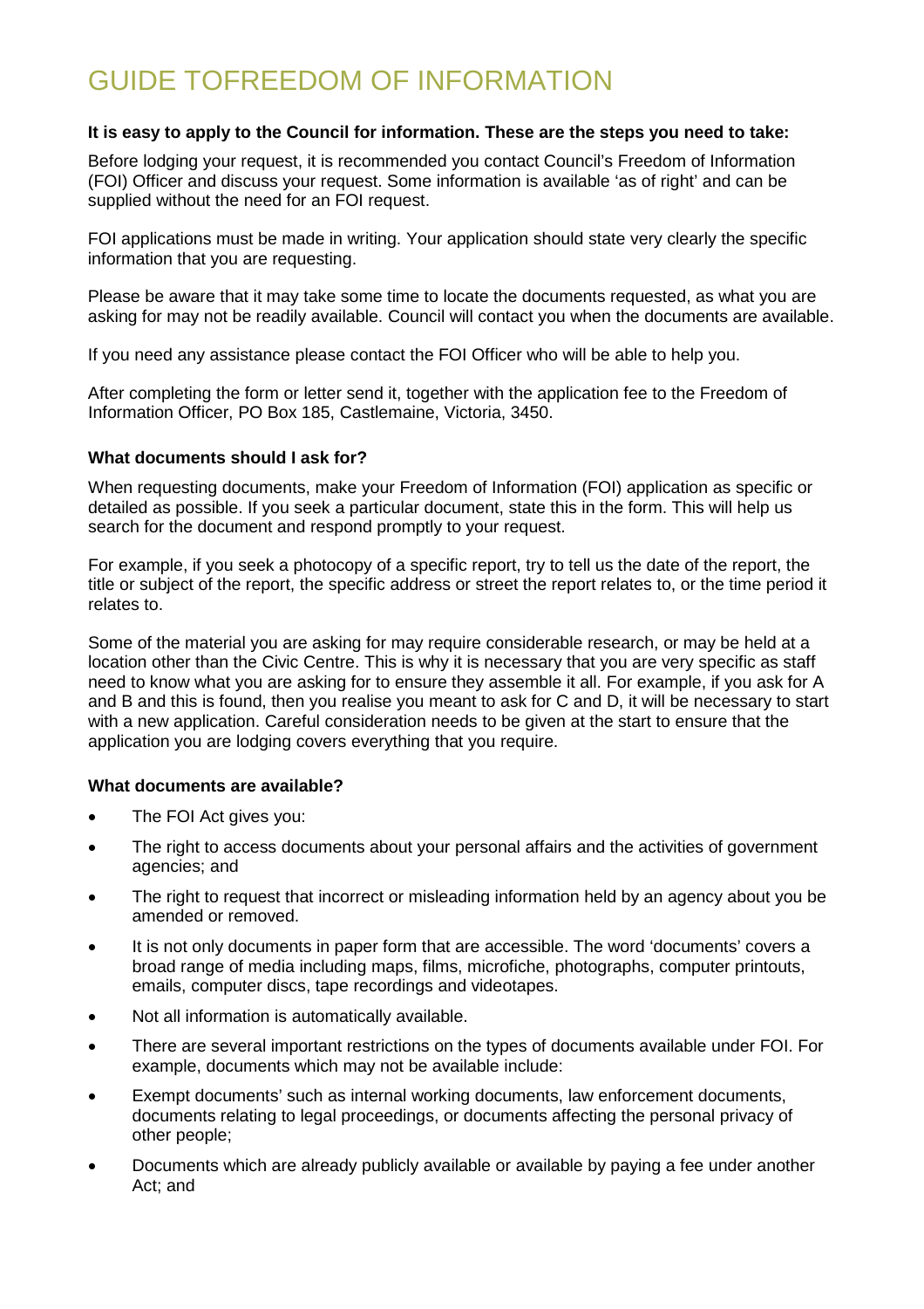# GUIDE TOFREEDOM OF INFORMATION

**It is easy to apply to the Council for information. These are the steps you need to take:**

Before lodging your request, it is recommended you contact Council's Freedom of Information (FOI) Officer and discuss your request. Some information is available 'as of right' and can be supplied without the need for an FOI request.

FOI applications must be made in writing. Your application should state very clearly the specific information that you are requesting.

Please be aware that it may take some time to locate the documents requested, as what you are asking for may not be readily available. Council will contact you when the documents are available.

If you need any assistance please contact the FOI Officer who will be able to help you.

After completing the form or letter send it, together with the application fee to the Freedom of Information Officer, PO Box 185, Castlemaine, Victoria, 3450.

**What documents should I ask for?**

When requesting documents, make your Freedom of Information (FOI) application as specific or detailed as possible. If you seek a particular document, state this in the form. This will help us search for the document and respond promptly to your request.

For example, if you seek a photocopy of a specific report, try to tell us the date of the report, the title or subject of the report, the specific address or street the report relates to, or the time period it relates to.

Some of the material you are asking for may require considerable research, or may be held at a location other than the Civic Centre. This is why it is necessary that you are very specific as staff need to know what you are asking for to ensure they assemble it all. For example, if you ask for A and B and this is found, then you realise you meant to ask for C and D, it will be necessary to start with a new application. Careful consideration needs to be given at the start to ensure that the application you are lodging covers everything that you require.

**What documents are available?**

- The FOI Act gives you:
- The right to access documents about your personal affairs and the activities of government agencies; and
- The right to request that incorrect or misleading information held by an agency about you be amended or removed.
- It is not only documents in paper form that are accessible. The word 'documents' covers a broad range of media including maps, films, microfiche, photographs, computer printouts, emails, computer discs, tape recordings and videotapes.
- Not all information is automatically available.
- There are several important restrictions on the types of documents available under FOI. For example, documents which may not be available include:
- Exempt documents' such as internal working documents, law enforcement documents, documents relating to legal proceedings, or documents affecting the personal privacy of other people;
- Documents which are already publicly available or available by paying a fee under another Act; and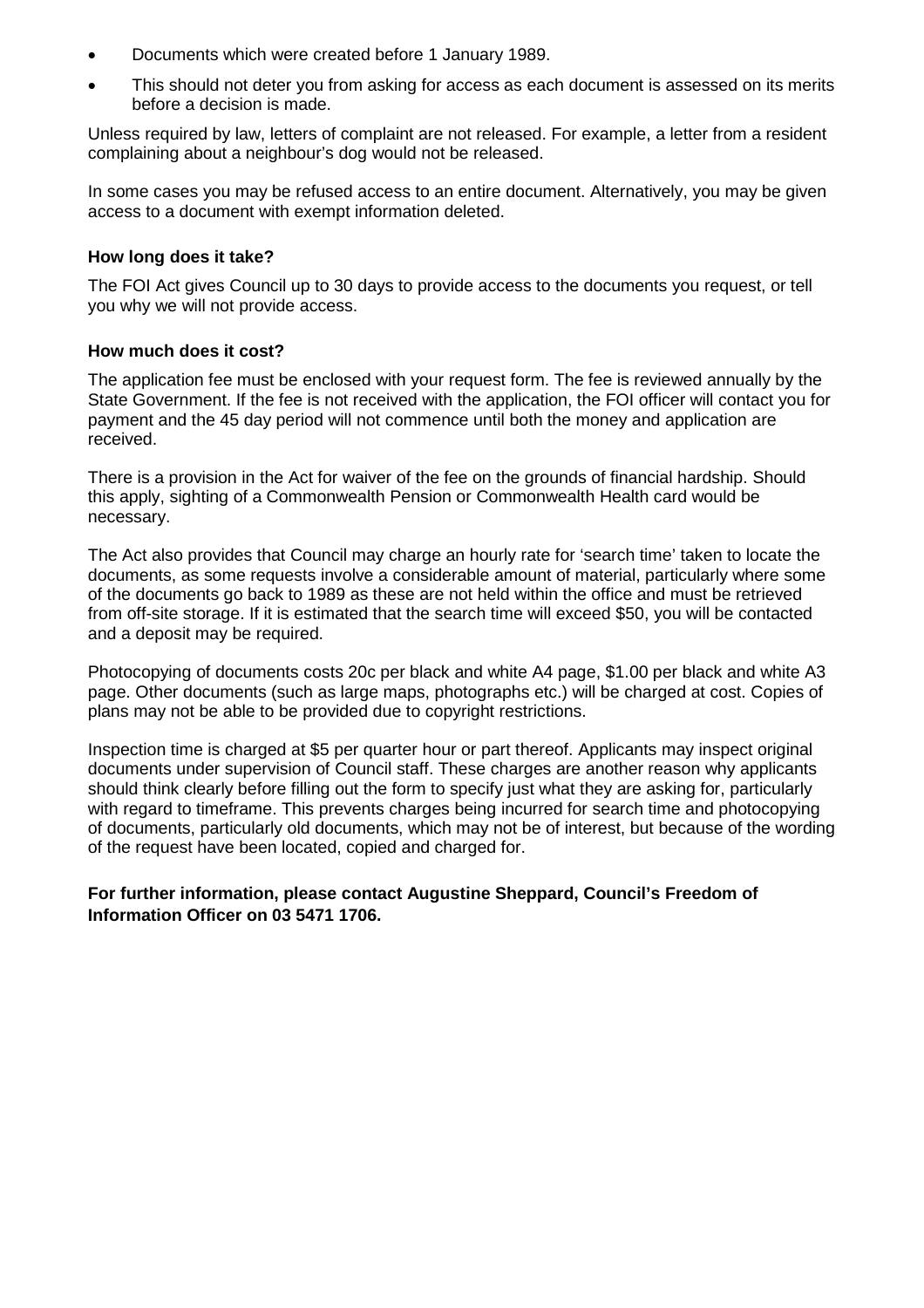- Documents which were created before 1 January 1989.
- This should not deter you from asking for access as each document is assessed on its merits before a decision is made.

Unless required by law, letters of complaint are not released. For example, a letter from a resident complaining about a neighbour's dog would not be released.

In some cases you may be refused access to an entire document. Alternatively, you may be given access to a document with exempt information deleted.

**How long does it take?**

The FOI Act gives Council up to 30 days to provide access to the documents you request, or tell you why we will not provide access.

**How much does it cost?**

The application fee must be enclosed with your request form. The fee is reviewed annually by the State Government. If the fee is not received with the application, the FOI officer will contact you for payment and the 45 day period will not commence until both the money and application are received.

There is a provision in the Act for waiver of the fee on the grounds of financial hardship. Should this apply, sighting of a Commonwealth Pension or Commonwealth Health card would be necessary.

The Act also provides that Council may charge an hourly rate for 'search time' taken to locate the documents, as some requests involve a considerable amount of material, particularly where some of the documents go back to 1989 as these are not held within the office and must be retrieved from off-site storage. If it is estimated that the search time will exceed $50, you will be contacted and a deposit may be required.

Photocopying of documents costs 20c per black and white A4 page, $1.00 per black and white A3 page. Other documents (such as large maps, photographs etc.) will be charged at cost. Copies of plans may not be able to be provided due to copyright restrictions.

Inspection time is charged at $5 per quarter hour or part thereof. Applicants may inspect original documents under supervision of Council staff. These charges are another reason why applicants should think clearly before filling out the form to specify just what they are asking for, particularly with regard to timeframe. This prevents charges being incurred for search time and photocopying of documents, particularly old documents, which may not be of interest, but because of the wording of the request have been located, copied and charged for.

**For further information, please contact Augustine Sheppard, Council's Freedom of Information Officer on 03 5471 1706.**